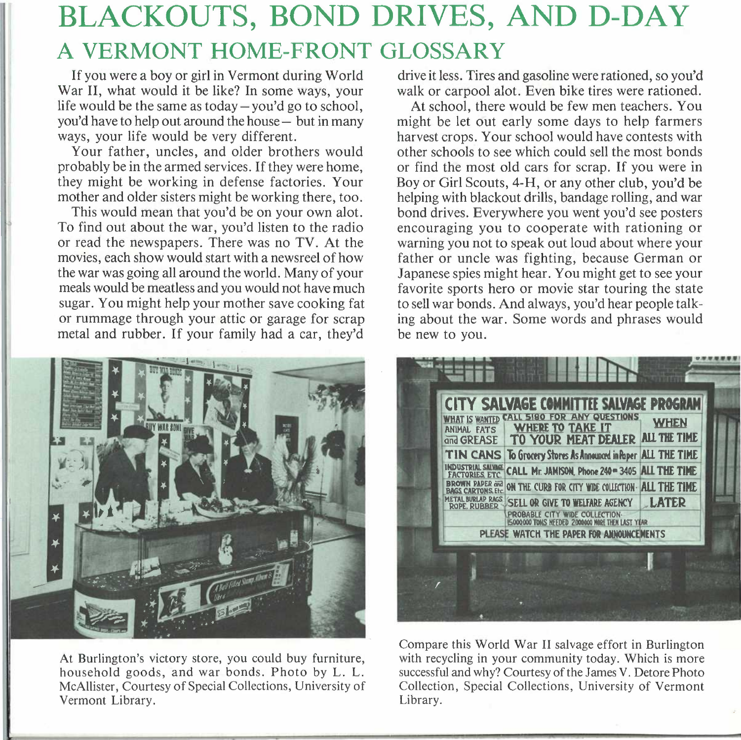# BLACKOUTS, BOND DRIVES, AND D-DAY
## A VERMONT HOME-FRONT GLOSSARY

If you were a boy or girl in Vermont during World War II, what would it be like? In some ways, your life would be the same as today – you'd go to school, you'd have to help out around the house – but in many ways, your life would be very different.

Your father, uncles, and older brothers would probably be in the armed services. If they were home, they might be working in defense factories. Your mother and older sisters might be working there, too.

This would mean that you'd be on your own alot. To find out about the war, you'd listen to the radio or read the newspapers. There was no TV. At the movies, each show would start with a newsreel of how the war was going all around the world. Many of your meals would be meatless and you would not have much sugar. You might help your mother save cooking fat or rummage through your attic or garage for scrap metal and rubber. If your family had a car, they'd drive it less. Tires and gasoline were rationed, so you'd walk or carpool alot. Even bike tires were rationed.

At school, there would be few men teachers. You might be let out early some days to help farmers harvest crops. Your school would have contests with other schools to see which could sell the most bonds or find the most old cars for scrap. If you were in Boy or Girl Scouts, 4-H, or any other club, you'd be helping with blackout drills, bandage rolling, and war bond drives. Everywhere you went you'd see posters encouraging you to cooperate with rationing or warning you not to speak out loud about where your father or uncle was fighting, because German or Japanese spies might hear. You might get to see your favorite sports hero or movie star touring the state to sell war bonds. And always, you'd hear people talking about the war. Some words and phrases would be new to you.

At Burlington's victory store, you could buy furniture, household goods, and war bonds. Photo by L. L. McAllister, Courtesy of Special Collections, University of Vermont Library.

Compare this World War II salvage effort in Burlington with recycling in your community today. Which is more successful and why? Courtesy of the James V. Detore Photo Collection, Special Collections, University of Vermont Library.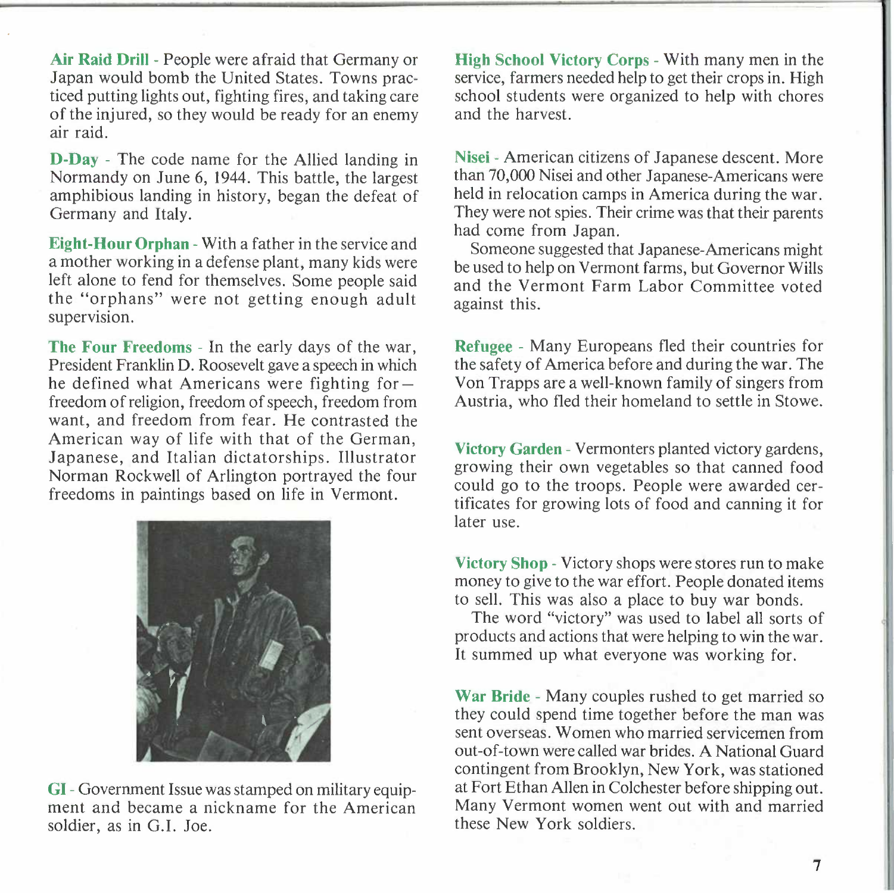**Air Raid Drill** - People were afraid that Germany or Japan would bomb the United States. Towns practiced putting lights out, fighting fires, and taking care of the injured, so they would be ready for an enemy air raid.

**D-Day** - The code name for the Allied landing in Normandy on June 6, 1944. This battle, the largest amphibious landing in history, began the defeat of Germany and Italy.

**Eight-Hour Orphan** - With a father in the service and a mother working in a defense plant, many kids were left alone to fend for themselves. Some people said the "orphans" were not getting enough adult supervision.

**The Four Freedoms** - In the early days of the war, President Franklin D. Roosevelt gave a speech in which he defined what Americans were fighting for—freedom of religion, freedom of speech, freedom from want, and freedom from fear. He contrasted the American way of life with that of the German, Japanese, and Italian dictatorships. Illustrator Norman Rockwell of Arlington portrayed the four freedoms in paintings based on life in Vermont.

**GI** - Government Issue was stamped on military equipment and became a nickname for the American soldier, as in G.I. Joe.

**High School Victory Corps** - With many men in the service, farmers needed help to get their crops in. High school students were organized to help with chores and the harvest.

**Nisei** - American citizens of Japanese descent. More than 70,000 Nisei and other Japanese-Americans were held in relocation camps in America during the war. They were not spies. Their crime was that their parents had come from Japan.

Someone suggested that Japanese-Americans might be used to help on Vermont farms, but Governor Wills and the Vermont Farm Labor Committee voted against this.

**Refugee** - Many Europeans fled their countries for the safety of America before and during the war. The Von Trapps are a well-known family of singers from Austria, who fled their homeland to settle in Stowe.

**Victory Garden** - Vermonters planted victory gardens, growing their own vegetables so that canned food could go to the troops. People were awarded certificates for growing lots of food and canning it for later use.

**Victory Shop** - Victory shops were stores run to make money to give to the war effort. People donated items to sell. This was also a place to buy war bonds.

The word "victory" was used to label all sorts of products and actions that were helping to win the war. It summed up what everyone was working for.

**War Bride** - Many couples rushed to get married so they could spend time together before the man was sent overseas. Women who married servicemen from out-of-town were called war brides. A National Guard contingent from Brooklyn, New York, was stationed at Fort Ethan Allen in Colchester before shipping out. Many Vermont women went out with and married these New York soldiers.